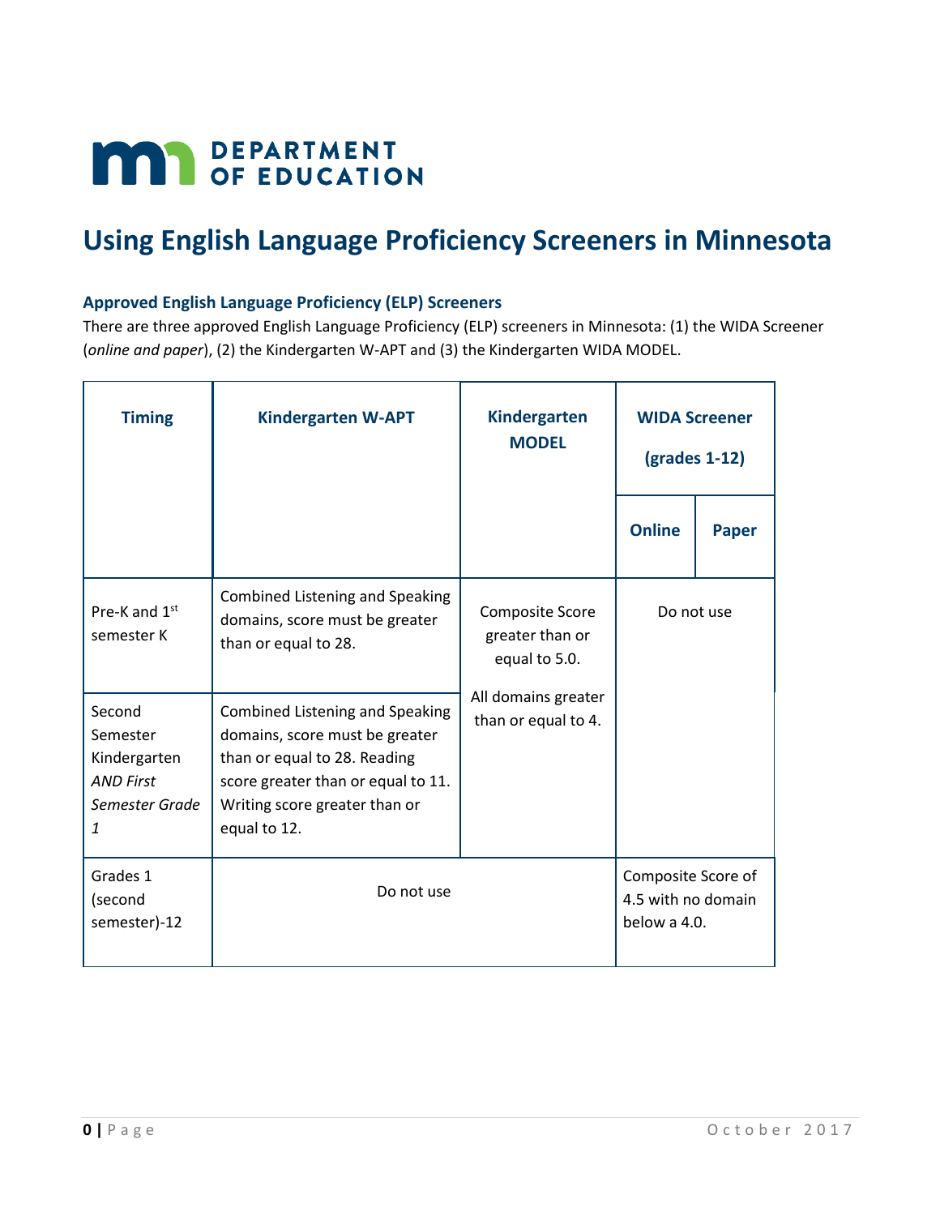# DEPARTMENT OF EDUCATION

# Using English Language Proficiency Screeners in Minnesota

### Approved English Language Proficiency (ELP) Screeners

There are three approved English Language Proficiency (ELP) screeners in Minnesota: (1) the WIDA Screener (*online and paper*), (2) the Kindergarten W-APT and (3) the Kindergarten WIDA MODEL.

| Timing | Kindergarten W-APT | Kindergarten MODEL | WIDA Screener (grades 1-12) | |
|---|---|---|---|---|
| | | | Online | Paper |
| Pre-K and 1st semester K | Combined Listening and Speaking domains, score must be greater than or equal to 28. | Composite Score greater than or equal to 5.0. All domains greater than or equal to 4. | Do not use | |
| Second Semester Kindergarten *AND First Semester Grade 1* | Combined Listening and Speaking domains, score must be greater than or equal to 28. Reading score greater than or equal to 11. Writing score greater than or equal to 12. | | | |
| Grades 1 (second semester)-12 | Do not use | | Composite Score of 4.5 with no domain below a 4.0. | |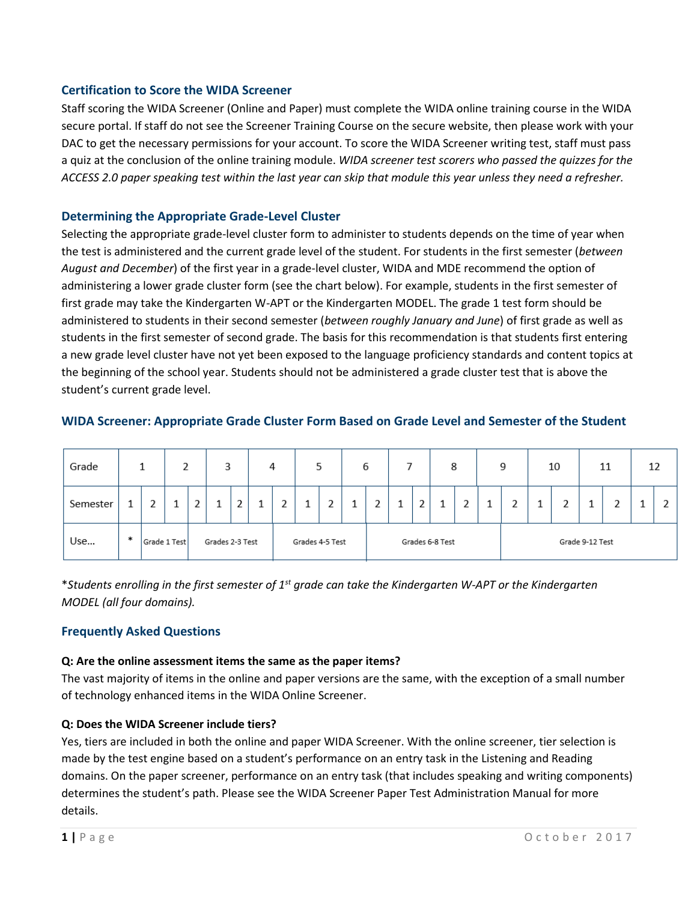### Certification to Score the WIDA Screener

Staff scoring the WIDA Screener (Online and Paper) must complete the WIDA online training course in the WIDA secure portal. If staff do not see the Screener Training Course on the secure website, then please work with your DAC to get the necessary permissions for your account. To score the WIDA Screener writing test, staff must pass a quiz at the conclusion of the online training module. *WIDA screener test scorers who passed the quizzes for the ACCESS 2.0 paper speaking test within the last year can skip that module this year unless they need a refresher.*

### Determining the Appropriate Grade-Level Cluster

Selecting the appropriate grade-level cluster form to administer to students depends on the time of year when the test is administered and the current grade level of the student. For students in the first semester (*between August and December*) of the first year in a grade-level cluster, WIDA and MDE recommend the option of administering a lower grade cluster form (see the chart below). For example, students in the first semester of first grade may take the Kindergarten W-APT or the Kindergarten MODEL. The grade 1 test form should be administered to students in their second semester (*between roughly January and June*) of first grade as well as students in the first semester of second grade. The basis for this recommendation is that students first entering a new grade level cluster have not yet been exposed to the language proficiency standards and content topics at the beginning of the school year. Students should not be administered a grade cluster test that is above the student's current grade level.

### WIDA Screener: Appropriate Grade Cluster Form Based on Grade Level and Semester of the Student

| Grade | 1 | | 2 | | 3 | | 4 | | 5 | | 6 | | 7 | | 8 | | 9 | | 10 | | 11 | | 12 | |
|---|---|---|---|---|---|---|---|---|---|---|---|---|---|---|---|---|---|---|---|---|---|---|---|---|
| Semester | 1 | 2 | 1 | 2 | 1 | 2 | 1 | 2 | 1 | 2 | 1 | 2 | 1 | 2 | 1 | 2 | 1 | 2 | 1 | 2 | 1 | 2 | 1 | 2 |
| Use... | * | Grade 1 Test | | Grades 2-3 Test | | | | Grades 4-5 Test | | | | Grades 6-8 Test | | | | | | Grade 9-12 Test | | | | | | |

*\*Students enrolling in the first semester of 1st grade can take the Kindergarten W-APT or the Kindergarten MODEL (all four domains).*

### Frequently Asked Questions

**Q: Are the online assessment items the same as the paper items?**

The vast majority of items in the online and paper versions are the same, with the exception of a small number of technology enhanced items in the WIDA Online Screener.

**Q: Does the WIDA Screener include tiers?**

Yes, tiers are included in both the online and paper WIDA Screener. With the online screener, tier selection is made by the test engine based on a student's performance on an entry task in the Listening and Reading domains. On the paper screener, performance on an entry task (that includes speaking and writing components) determines the student's path. Please see the WIDA Screener Paper Test Administration Manual for more details.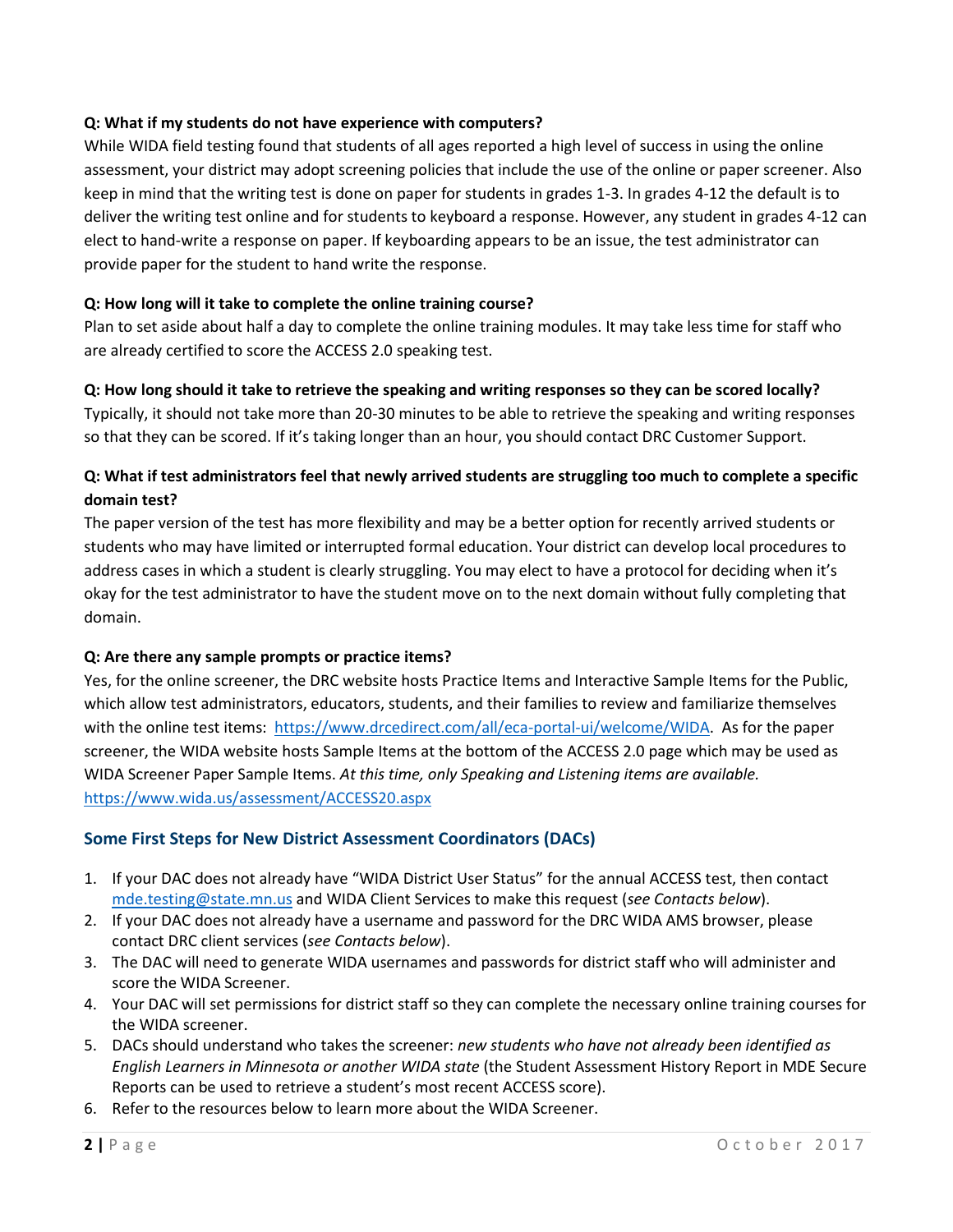**Q: What if my students do not have experience with computers?**

While WIDA field testing found that students of all ages reported a high level of success in using the online assessment, your district may adopt screening policies that include the use of the online or paper screener. Also keep in mind that the writing test is done on paper for students in grades 1-3. In grades 4-12 the default is to deliver the writing test online and for students to keyboard a response. However, any student in grades 4-12 can elect to hand-write a response on paper. If keyboarding appears to be an issue, the test administrator can provide paper for the student to hand write the response.

**Q: How long will it take to complete the online training course?**

Plan to set aside about half a day to complete the online training modules. It may take less time for staff who are already certified to score the ACCESS 2.0 speaking test.

**Q: How long should it take to retrieve the speaking and writing responses so they can be scored locally?**

Typically, it should not take more than 20-30 minutes to be able to retrieve the speaking and writing responses so that they can be scored. If it's taking longer than an hour, you should contact DRC Customer Support.

**Q: What if test administrators feel that newly arrived students are struggling too much to complete a specific domain test?**

The paper version of the test has more flexibility and may be a better option for recently arrived students or students who may have limited or interrupted formal education. Your district can develop local procedures to address cases in which a student is clearly struggling. You may elect to have a protocol for deciding when it's okay for the test administrator to have the student move on to the next domain without fully completing that domain.

**Q: Are there any sample prompts or practice items?**

Yes, for the online screener, the DRC website hosts Practice Items and Interactive Sample Items for the Public, which allow test administrators, educators, students, and their families to review and familiarize themselves with the online test items: [https://www.drcedirect.com/all/eca-portal-ui/welcome/WIDA](https://www.drcedirect.com/all/eca-portal-ui/welcome/WIDA). As for the paper screener, the WIDA website hosts Sample Items at the bottom of the ACCESS 2.0 page which may be used as WIDA Screener Paper Sample Items. *At this time, only Speaking and Listening items are available.* [https://www.wida.us/assessment/ACCESS20.aspx](https://www.wida.us/assessment/ACCESS20.aspx)

## Some First Steps for New District Assessment Coordinators (DACs)

1. If your DAC does not already have "WIDA District User Status" for the annual ACCESS test, then contact [mde.testing@state.mn.us](mailto:mde.testing@state.mn.us) and WIDA Client Services to make this request (*see Contacts below*).
2. If your DAC does not already have a username and password for the DRC WIDA AMS browser, please contact DRC client services (*see Contacts below*).
3. The DAC will need to generate WIDA usernames and passwords for district staff who will administer and score the WIDA Screener.
4. Your DAC will set permissions for district staff so they can complete the necessary online training courses for the WIDA screener.
5. DACs should understand who takes the screener: *new students who have not already been identified as English Learners in Minnesota or another WIDA state* (the Student Assessment History Report in MDE Secure Reports can be used to retrieve a student's most recent ACCESS score).
6. Refer to the resources below to learn more about the WIDA Screener.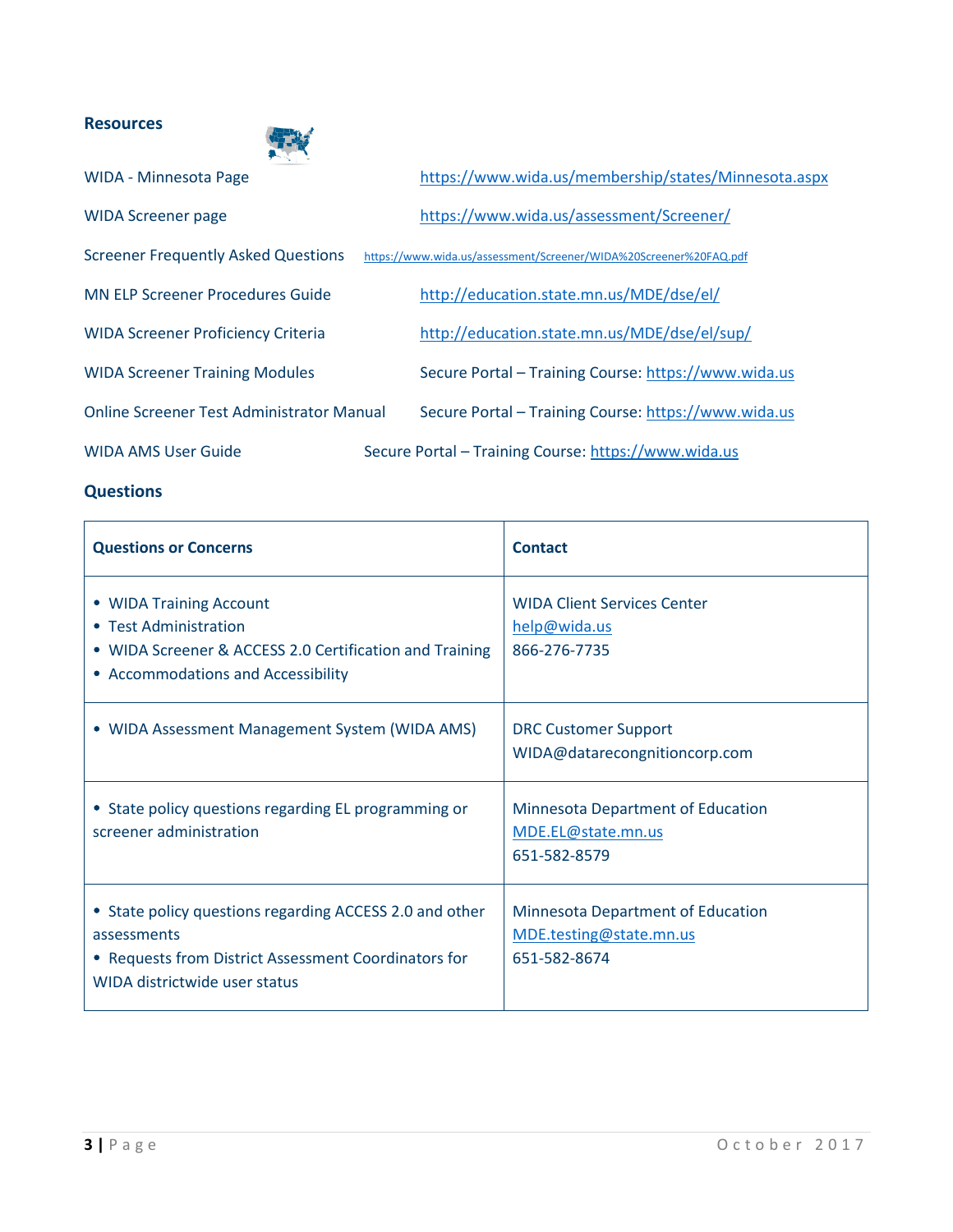## Resources

| | |
|---|---|
| WIDA - Minnesota Page | https://www.wida.us/membership/states/Minnesota.aspx |
| WIDA Screener page | https://www.wida.us/assessment/Screener/ |
| Screener Frequently Asked Questions | https://www.wida.us/assessment/Screener/WIDA%20Screener%20FAQ.pdf |
| MN ELP Screener Procedures Guide | http://education.state.mn.us/MDE/dse/el/ |
| WIDA Screener Proficiency Criteria | http://education.state.mn.us/MDE/dse/el/sup/ |
| WIDA Screener Training Modules | Secure Portal – Training Course: https://www.wida.us |
| Online Screener Test Administrator Manual | Secure Portal – Training Course: https://www.wida.us |
| WIDA AMS User Guide | Secure Portal – Training Course: https://www.wida.us |

## Questions

| Questions or Concerns | Contact |
|---|---|
| • WIDA Training Account<br>• Test Administration<br>• WIDA Screener & ACCESS 2.0 Certification and Training<br>• Accommodations and Accessibility | WIDA Client Services Center<br>help@wida.us<br>866-276-7735 |
| • WIDA Assessment Management System (WIDA AMS) | DRC Customer Support<br>WIDA@datarecongnitioncorp.com |
| • State policy questions regarding EL programming or screener administration | Minnesota Department of Education<br>MDE.EL@state.mn.us<br>651-582-8579 |
| • State policy questions regarding ACCESS 2.0 and other assessments<br>• Requests from District Assessment Coordinators for WIDA districtwide user status | Minnesota Department of Education<br>MDE.testing@state.mn.us<br>651-582-8674 |